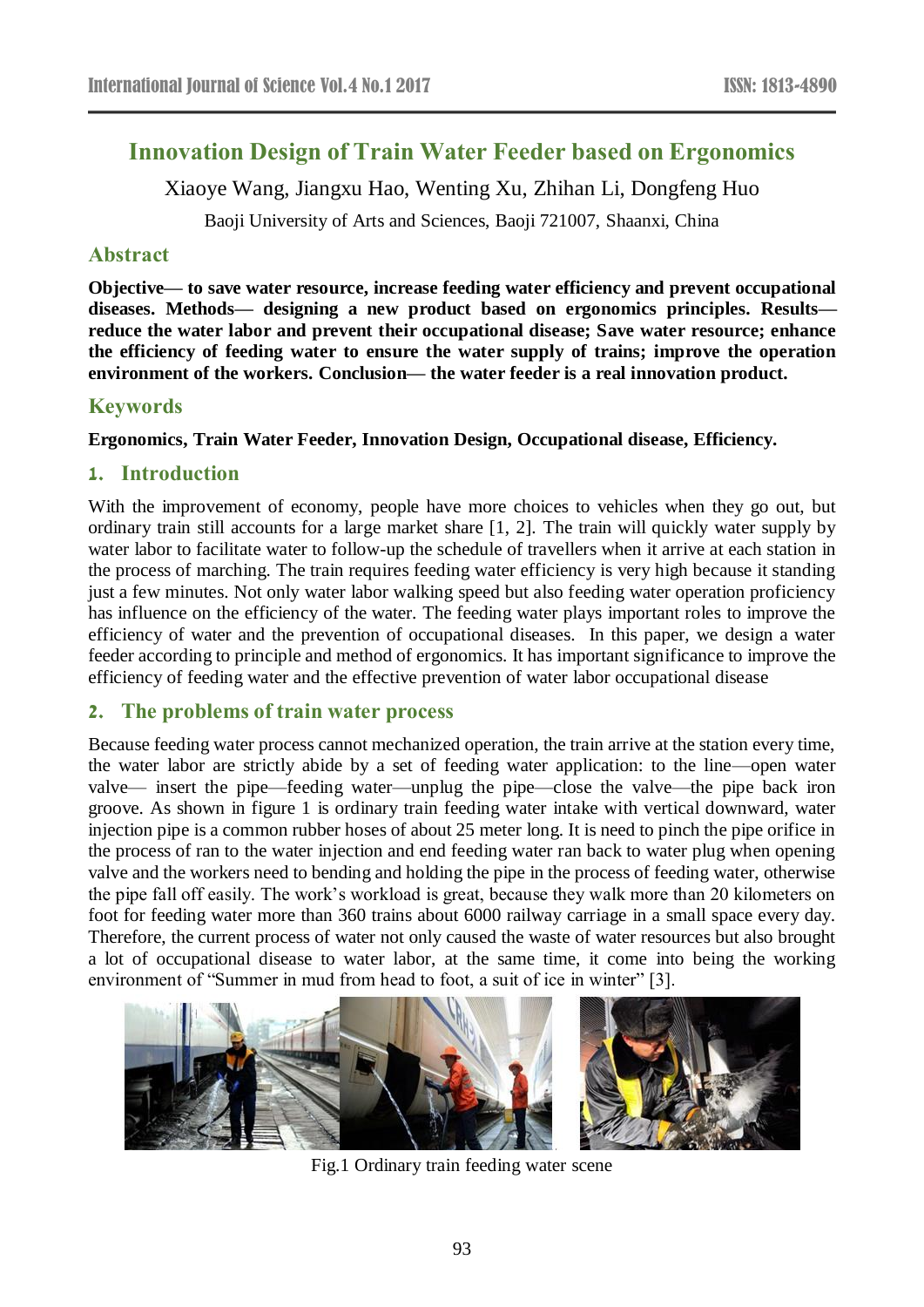# Innovation Design of Train Water Feeder based on Ergonomics

Xiaoye Wang, Jiangxu Hao, Wenting Xu, Zhihan Li, Dongfeng Huo

Baoji University of Arts and Sciences, Baoji 721007, Shaanxi, China

## Abstract

**Objective— to save water resource, increase feeding water efficiency and prevent occupational diseases. Methods— designing a new product based on ergonomics principles. Results— reduce the water labor and prevent their occupational disease; Save water resource; enhance the efficiency of feeding water to ensure the water supply of trains; improve the operation environment of the workers. Conclusion— the water feeder is a real innovation product.**

## Keywords

**Ergonomics, Train Water Feeder, Innovation Design, Occupational disease, Efficiency.**

## 1. Introduction

With the improvement of economy, people have more choices to vehicles when they go out, but ordinary train still accounts for a large market share [1, 2]. The train will quickly water supply by water labor to facilitate water to follow-up the schedule of travellers when it arrive at each station in the process of marching. The train requires feeding water efficiency is very high because it standing just a few minutes. Not only water labor walking speed but also feeding water operation proficiency has influence on the efficiency of the water. The feeding water plays important roles to improve the efficiency of water and the prevention of occupational diseases. In this paper, we design a water feeder according to principle and method of ergonomics. It has important significance to improve the efficiency of feeding water and the effective prevention of water labor occupational disease

## 2. The problems of train water process

Because feeding water process cannot mechanized operation, the train arrive at the station every time, the water labor are strictly abide by a set of feeding water application: to the line—open water valve— insert the pipe—feeding water—unplug the pipe—close the valve—the pipe back iron groove. As shown in figure 1 is ordinary train feeding water intake with vertical downward, water injection pipe is a common rubber hoses of about 25 meter long. It is need to pinch the pipe orifice in the process of ran to the water injection and end feeding water ran back to water plug when opening valve and the workers need to bending and holding the pipe in the process of feeding water, otherwise the pipe fall off easily. The work's workload is great, because they walk more than 20 kilometers on foot for feeding water more than 360 trains about 6000 railway carriage in a small space every day. Therefore, the current process of water not only caused the waste of water resources but also brought a lot of occupational disease to water labor, at the same time, it come into being the working environment of "Summer in mud from head to foot, a suit of ice in winter" [3].

Fig.1 Ordinary train feeding water scene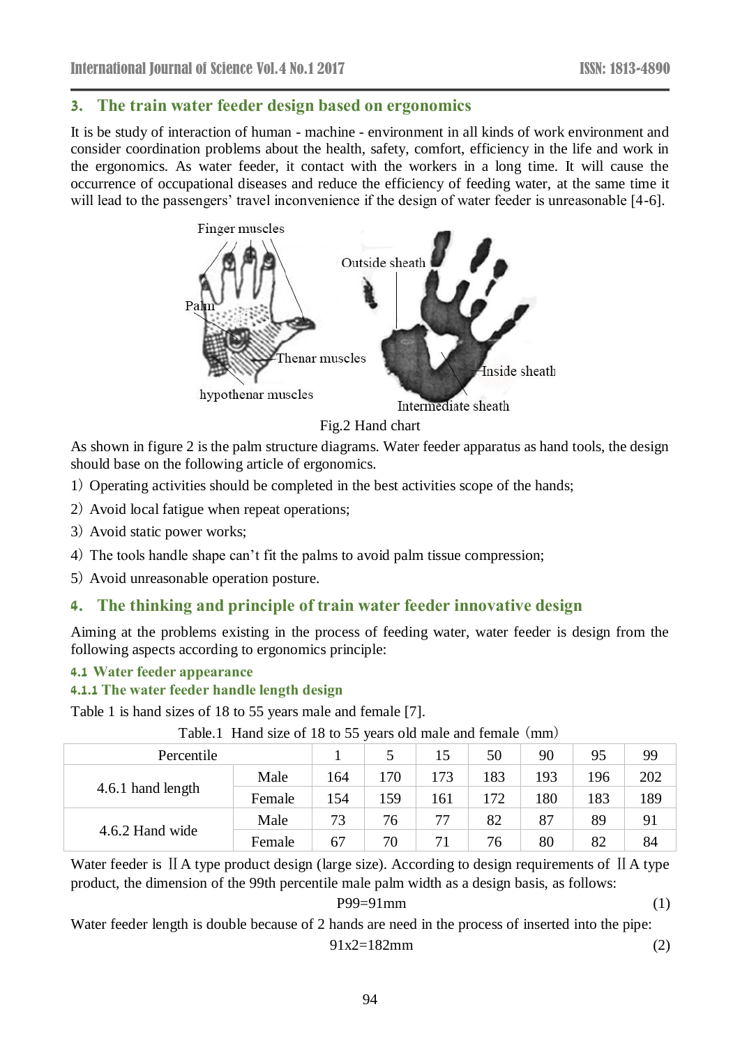## 3. The train water feeder design based on ergonomics

It is be study of interaction of human - machine - environment in all kinds of work environment and consider coordination problems about the health, safety, comfort, efficiency in the life and work in the ergonomics. As water feeder, it contact with the workers in a long time. It will cause the occurrence of occupational diseases and reduce the efficiency of feeding water, at the same time it will lead to the passengers' travel inconvenience if the design of water feeder is unreasonable [4-6].

Fig.2 Hand chart

As shown in figure 2 is the palm structure diagrams. Water feeder apparatus as hand tools, the design should base on the following article of ergonomics.

1）Operating activities should be completed in the best activities scope of the hands;

2）Avoid local fatigue when repeat operations;

3）Avoid static power works;

4）The tools handle shape can't fit the palms to avoid palm tissue compression;

5）Avoid unreasonable operation posture.

## 4. The thinking and principle of train water feeder innovative design

Aiming at the problems existing in the process of feeding water, water feeder is design from the following aspects according to ergonomics principle:

### 4.1 Water feeder appearance

#### 4.1.1 The water feeder handle length design

Table 1 is hand sizes of 18 to 55 years male and female [7].

Table.1 Hand size of 18 to 55 years old male and female（mm）

| Percentile | | 1 | 5 | 15 | 50 | 90 | 95 | 99 |
|---|---|---|---|---|---|---|---|---|
| 4.6.1 hand length | Male | 164 | 170 | 173 | 183 | 193 | 196 | 202 |
| | Female | 154 | 159 | 161 | 172 | 180 | 183 | 189 |
| 4.6.2 Hand wide | Male | 73 | 76 | 77 | 82 | 87 | 89 | 91 |
| | Female | 67 | 70 | 71 | 76 | 80 | 82 | 84 |

Water feeder is ⅡA type product design (large size). According to design requirements of ⅡA type product, the dimension of the 99th percentile male palm width as a design basis, as follows:

$$P99=91\text{mm} \tag{1}$$

Water feeder length is double because of 2 hands are need in the process of inserted into the pipe:

$$91\text{x}2=182\text{mm} \tag{2}$$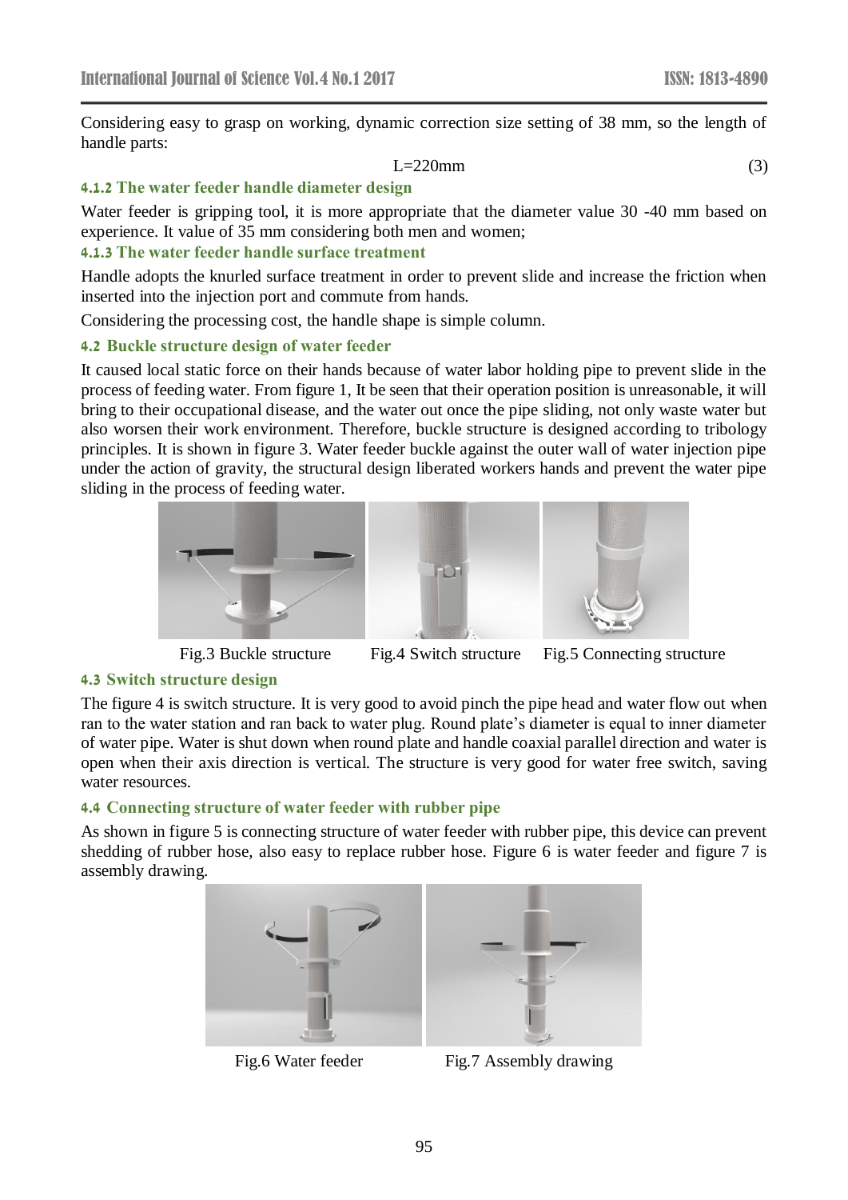Considering easy to grasp on working, dynamic correction size setting of 38 mm, so the length of handle parts:

$$L=220mm \tag{3}$$

#### 4.1.2 The water feeder handle diameter design

Water feeder is gripping tool, it is more appropriate that the diameter value 30 -40 mm based on experience. It value of 35 mm considering both men and women;

#### 4.1.3 The water feeder handle surface treatment

Handle adopts the knurled surface treatment in order to prevent slide and increase the friction when inserted into the injection port and commute from hands.

Considering the processing cost, the handle shape is simple column.

### 4.2 Buckle structure design of water feeder

It caused local static force on their hands because of water labor holding pipe to prevent slide in the process of feeding water. From figure 1, It be seen that their operation position is unreasonable, it will bring to their occupational disease, and the water out once the pipe sliding, not only waste water but also worsen their work environment. Therefore, buckle structure is designed according to tribology principles. It is shown in figure 3. Water feeder buckle against the outer wall of water injection pipe under the action of gravity, the structural design liberated workers hands and prevent the water pipe sliding in the process of feeding water.

Fig.3 Buckle structure

Fig.4 Switch structure

Fig.5 Connecting structure

### 4.3 Switch structure design

The figure 4 is switch structure. It is very good to avoid pinch the pipe head and water flow out when ran to the water station and ran back to water plug. Round plate's diameter is equal to inner diameter of water pipe. Water is shut down when round plate and handle coaxial parallel direction and water is open when their axis direction is vertical. The structure is very good for water free switch, saving water resources.

### 4.4 Connecting structure of water feeder with rubber pipe

As shown in figure 5 is connecting structure of water feeder with rubber pipe, this device can prevent shedding of rubber hose, also easy to replace rubber hose. Figure 6 is water feeder and figure 7 is assembly drawing.

Fig.6 Water feeder

Fig.7 Assembly drawing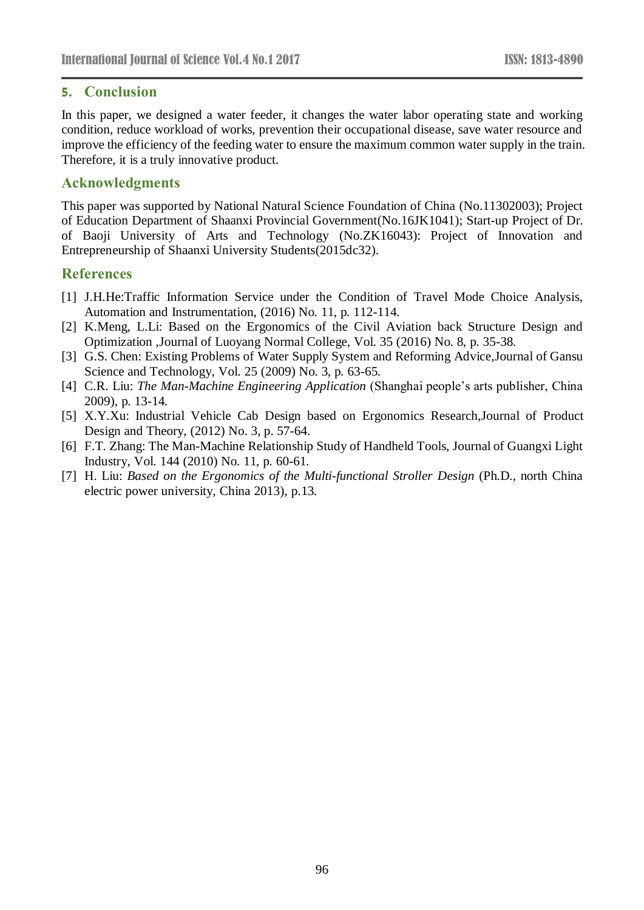## 5. Conclusion

In this paper, we designed a water feeder, it changes the water labor operating state and working condition, reduce workload of works, prevention their occupational disease, save water resource and improve the efficiency of the feeding water to ensure the maximum common water supply in the train. Therefore, it is a truly innovative product.

## Acknowledgments

This paper was supported by National Natural Science Foundation of China (No.11302003); Project of Education Department of Shaanxi Provincial Government(No.16JK1041); Start-up Project of Dr. of Baoji University of Arts and Technology (No.ZK16043): Project of Innovation and Entrepreneurship of Shaanxi University Students(2015dc32).

## References

[1] J.H.He:Traffic Information Service under the Condition of Travel Mode Choice Analysis, Automation and Instrumentation, (2016) No. 11, p. 112-114.

[2] K.Meng, L.Li: Based on the Ergonomics of the Civil Aviation back Structure Design and Optimization ,Journal of Luoyang Normal College, Vol. 35 (2016) No. 8, p. 35-38.

[3] G.S. Chen: Existing Problems of Water Supply System and Reforming Advice,Journal of Gansu Science and Technology, Vol. 25 (2009) No. 3, p. 63-65.

[4] C.R. Liu: *The Man-Machine Engineering Application* (Shanghai people's arts publisher, China 2009), p. 13-14.

[5] X.Y.Xu: Industrial Vehicle Cab Design based on Ergonomics Research,Journal of Product Design and Theory, (2012) No. 3, p. 57-64.

[6] F.T. Zhang: The Man-Machine Relationship Study of Handheld Tools, Journal of Guangxi Light Industry, Vol. 144 (2010) No. 11, p. 60-61.

[7] H. Liu: *Based on the Ergonomics of the Multi-functional Stroller Design* (Ph.D., north China electric power university, China 2013), p.13.